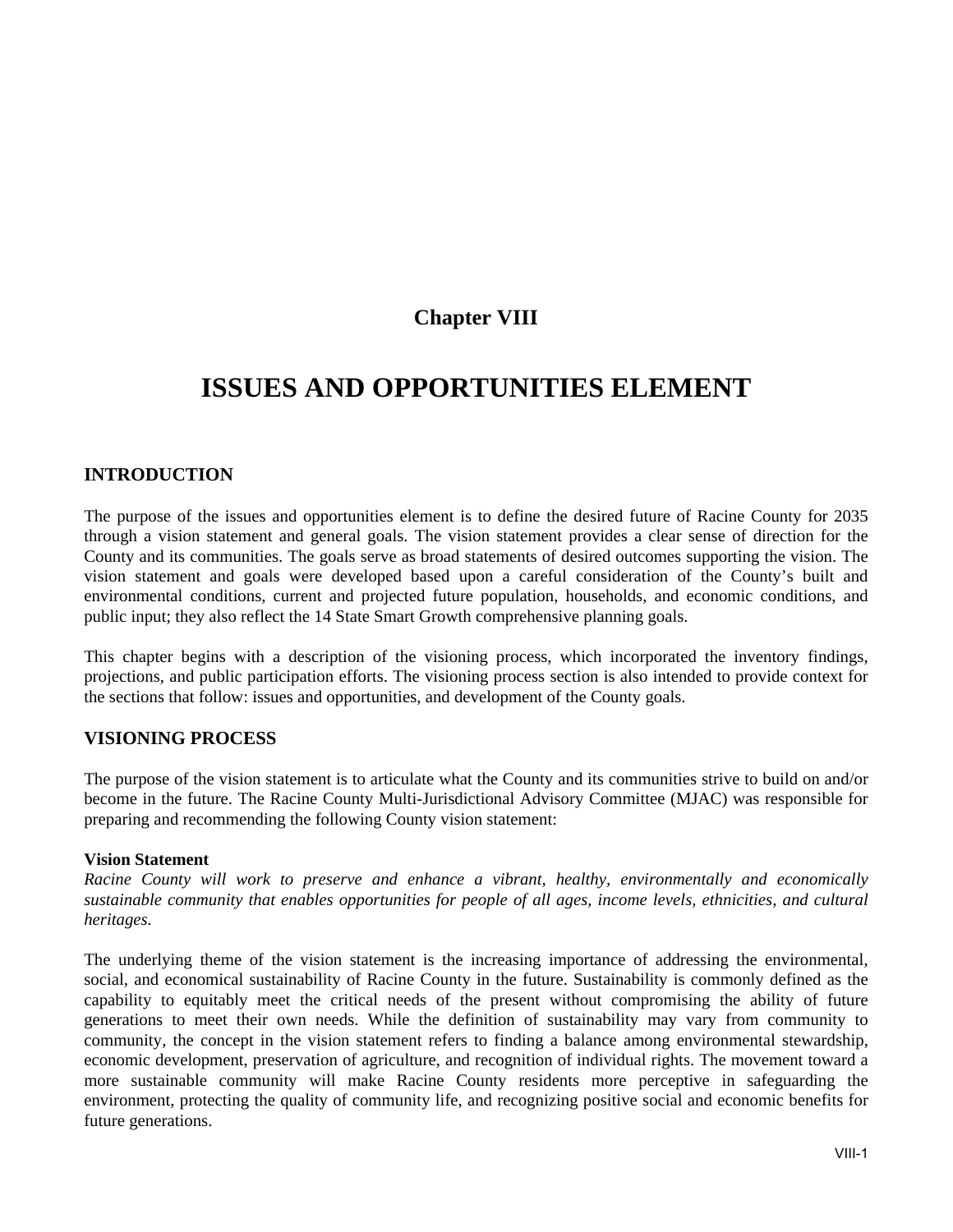# Chapter VIII

# ISSUES AND OPPORTUNITIES ELEMENT

## INTRODUCTION

The purpose of the issues and opportunities element is to define the desired future of Racine County for 2035 through a vision statement and general goals. The vision statement provides a clear sense of direction for the County and its communities. The goals serve as broad statements of desired outcomes supporting the vision. The vision statement and goals were developed based upon a careful consideration of the County's built and environmental conditions, current and projected future population, households, and economic conditions, and public input; they also reflect the 14 State Smart Growth comprehensive planning goals.

This chapter begins with a description of the visioning process, which incorporated the inventory findings, projections, and public participation efforts. The visioning process section is also intended to provide context for the sections that follow: issues and opportunities, and development of the County goals.

## VISIONING PROCESS

The purpose of the vision statement is to articulate what the County and its communities strive to build on and/or become in the future. The Racine County Multi-Jurisdictional Advisory Committee (MJAC) was responsible for preparing and recommending the following County vision statement:

**Vision Statement**
*Racine County will work to preserve and enhance a vibrant, healthy, environmentally and economically sustainable community that enables opportunities for people of all ages, income levels, ethnicities, and cultural heritages.*

The underlying theme of the vision statement is the increasing importance of addressing the environmental, social, and economical sustainability of Racine County in the future. Sustainability is commonly defined as the capability to equitably meet the critical needs of the present without compromising the ability of future generations to meet their own needs. While the definition of sustainability may vary from community to community, the concept in the vision statement refers to finding a balance among environmental stewardship, economic development, preservation of agriculture, and recognition of individual rights. The movement toward a more sustainable community will make Racine County residents more perceptive in safeguarding the environment, protecting the quality of community life, and recognizing positive social and economic benefits for future generations.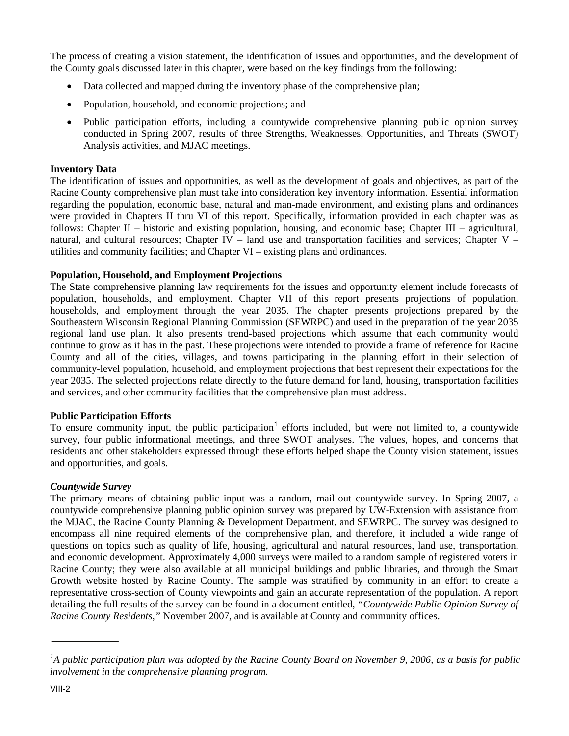The process of creating a vision statement, the identification of issues and opportunities, and the development of the County goals discussed later in this chapter, were based on the key findings from the following:

- Data collected and mapped during the inventory phase of the comprehensive plan;
- Population, household, and economic projections; and
- Public participation efforts, including a countywide comprehensive planning public opinion survey conducted in Spring 2007, results of three Strengths, Weaknesses, Opportunities, and Threats (SWOT) Analysis activities, and MJAC meetings.

**Inventory Data**

The identification of issues and opportunities, as well as the development of goals and objectives, as part of the Racine County comprehensive plan must take into consideration key inventory information. Essential information regarding the population, economic base, natural and man-made environment, and existing plans and ordinances were provided in Chapters II thru VI of this report. Specifically, information provided in each chapter was as follows: Chapter II – historic and existing population, housing, and economic base; Chapter III – agricultural, natural, and cultural resources; Chapter IV – land use and transportation facilities and services; Chapter V – utilities and community facilities; and Chapter VI – existing plans and ordinances.

**Population, Household, and Employment Projections**

The State comprehensive planning law requirements for the issues and opportunity element include forecasts of population, households, and employment. Chapter VII of this report presents projections of population, households, and employment through the year 2035. The chapter presents projections prepared by the Southeastern Wisconsin Regional Planning Commission (SEWRPC) and used in the preparation of the year 2035 regional land use plan. It also presents trend-based projections which assume that each community would continue to grow as it has in the past. These projections were intended to provide a frame of reference for Racine County and all of the cities, villages, and towns participating in the planning effort in their selection of community-level population, household, and employment projections that best represent their expectations for the year 2035. The selected projections relate directly to the future demand for land, housing, transportation facilities and services, and other community facilities that the comprehensive plan must address.

**Public Participation Efforts**

To ensure community input, the public participation[1] efforts included, but were not limited to, a countywide survey, four public informational meetings, and three SWOT analyses. The values, hopes, and concerns that residents and other stakeholders expressed through these efforts helped shape the County vision statement, issues and opportunities, and goals.

***Countywide Survey***

The primary means of obtaining public input was a random, mail-out countywide survey. In Spring 2007, a countywide comprehensive planning public opinion survey was prepared by UW-Extension with assistance from the MJAC, the Racine County Planning & Development Department, and SEWRPC. The survey was designed to encompass all nine required elements of the comprehensive plan, and therefore, it included a wide range of questions on topics such as quality of life, housing, agricultural and natural resources, land use, transportation, and economic development. Approximately 4,000 surveys were mailed to a random sample of registered voters in Racine County; they were also available at all municipal buildings and public libraries, and through the Smart Growth website hosted by Racine County. The sample was stratified by community in an effort to create a representative cross-section of County viewpoints and gain an accurate representation of the population. A report detailing the full results of the survey can be found in a document entitled, *"Countywide Public Opinion Survey of Racine County Residents,"* November 2007, and is available at County and community offices.

---

*[1]A public participation plan was adopted by the Racine County Board on November 9, 2006, as a basis for public involvement in the comprehensive planning program.*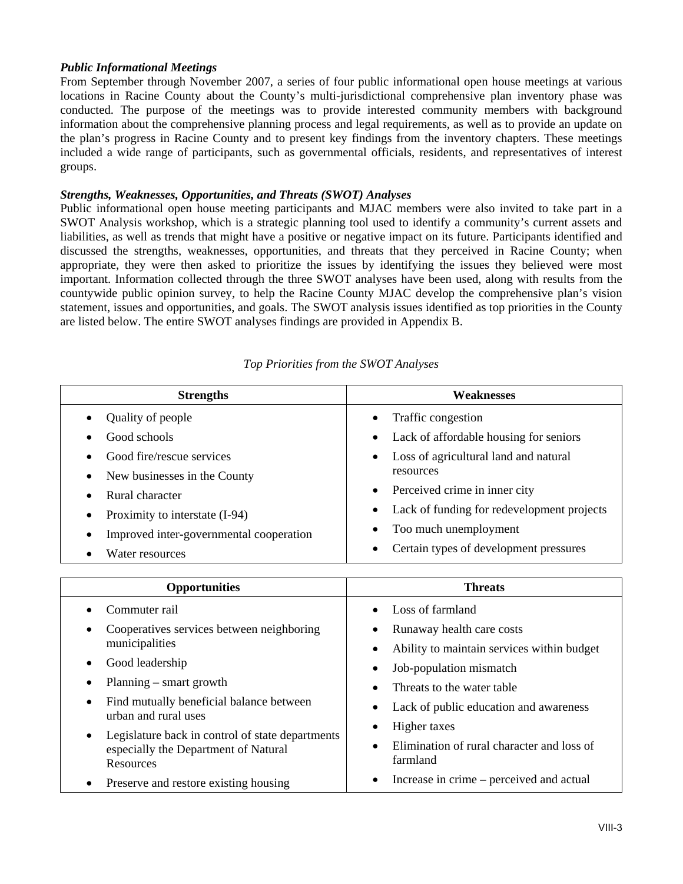***Public Informational Meetings***

From September through November 2007, a series of four public informational open house meetings at various locations in Racine County about the County's multi-jurisdictional comprehensive plan inventory phase was conducted. The purpose of the meetings was to provide interested community members with background information about the comprehensive planning process and legal requirements, as well as to provide an update on the plan's progress in Racine County and to present key findings from the inventory chapters. These meetings included a wide range of participants, such as governmental officials, residents, and representatives of interest groups.

***Strengths, Weaknesses, Opportunities, and Threats (SWOT) Analyses***

Public informational open house meeting participants and MJAC members were also invited to take part in a SWOT Analysis workshop, which is a strategic planning tool used to identify a community's current assets and liabilities, as well as trends that might have a positive or negative impact on its future. Participants identified and discussed the strengths, weaknesses, opportunities, and threats that they perceived in Racine County; when appropriate, they were then asked to prioritize the issues by identifying the issues they believed were most important. Information collected through the three SWOT analyses have been used, along with results from the countywide public opinion survey, to help the Racine County MJAC develop the comprehensive plan's vision statement, issues and opportunities, and goals. The SWOT analysis issues identified as top priorities in the County are listed below. The entire SWOT analyses findings are provided in Appendix B.

*Top Priorities from the SWOT Analyses*

| Strengths | Weaknesses |
|---|---|
| • Quality of people<br>• Good schools<br>• Good fire/rescue services<br>• New businesses in the County<br>• Rural character<br>• Proximity to interstate (I-94)<br>• Improved inter-governmental cooperation<br>• Water resources | • Traffic congestion<br>• Lack of affordable housing for seniors<br>• Loss of agricultural land and natural resources<br>• Perceived crime in inner city<br>• Lack of funding for redevelopment projects<br>• Too much unemployment<br>• Certain types of development pressures |

| Opportunities | Threats |
|---|---|
| • Commuter rail<br>• Cooperatives services between neighboring municipalities<br>• Good leadership<br>• Planning – smart growth<br>• Find mutually beneficial balance between urban and rural uses<br>• Legislature back in control of state departments especially the Department of Natural Resources<br>• Preserve and restore existing housing | • Loss of farmland<br>• Runaway health care costs<br>• Ability to maintain services within budget<br>• Job-population mismatch<br>• Threats to the water table<br>• Lack of public education and awareness<br>• Higher taxes<br>• Elimination of rural character and loss of farmland<br>• Increase in crime – perceived and actual |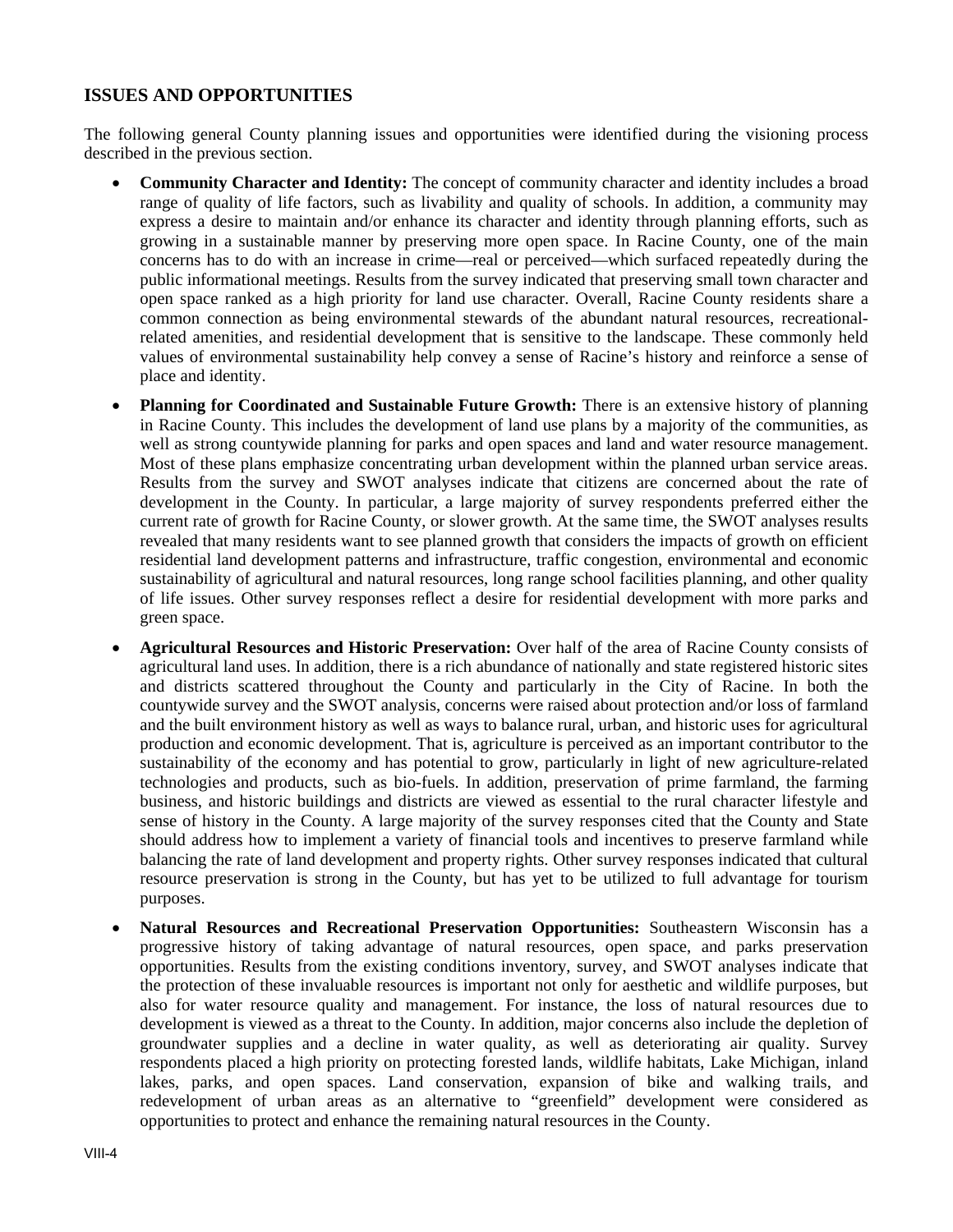## ISSUES AND OPPORTUNITIES

The following general County planning issues and opportunities were identified during the visioning process described in the previous section.

- **Community Character and Identity:** The concept of community character and identity includes a broad range of quality of life factors, such as livability and quality of schools. In addition, a community may express a desire to maintain and/or enhance its character and identity through planning efforts, such as growing in a sustainable manner by preserving more open space. In Racine County, one of the main concerns has to do with an increase in crime—real or perceived—which surfaced repeatedly during the public informational meetings. Results from the survey indicated that preserving small town character and open space ranked as a high priority for land use character. Overall, Racine County residents share a common connection as being environmental stewards of the abundant natural resources, recreational-related amenities, and residential development that is sensitive to the landscape. These commonly held values of environmental sustainability help convey a sense of Racine's history and reinforce a sense of place and identity.
- **Planning for Coordinated and Sustainable Future Growth:** There is an extensive history of planning in Racine County. This includes the development of land use plans by a majority of the communities, as well as strong countywide planning for parks and open spaces and land and water resource management. Most of these plans emphasize concentrating urban development within the planned urban service areas. Results from the survey and SWOT analyses indicate that citizens are concerned about the rate of development in the County. In particular, a large majority of survey respondents preferred either the current rate of growth for Racine County, or slower growth. At the same time, the SWOT analyses results revealed that many residents want to see planned growth that considers the impacts of growth on efficient residential land development patterns and infrastructure, traffic congestion, environmental and economic sustainability of agricultural and natural resources, long range school facilities planning, and other quality of life issues. Other survey responses reflect a desire for residential development with more parks and green space.
- **Agricultural Resources and Historic Preservation:** Over half of the area of Racine County consists of agricultural land uses. In addition, there is a rich abundance of nationally and state registered historic sites and districts scattered throughout the County and particularly in the City of Racine. In both the countywide survey and the SWOT analysis, concerns were raised about protection and/or loss of farmland and the built environment history as well as ways to balance rural, urban, and historic uses for agricultural production and economic development. That is, agriculture is perceived as an important contributor to the sustainability of the economy and has potential to grow, particularly in light of new agriculture-related technologies and products, such as bio-fuels. In addition, preservation of prime farmland, the farming business, and historic buildings and districts are viewed as essential to the rural character lifestyle and sense of history in the County. A large majority of the survey responses cited that the County and State should address how to implement a variety of financial tools and incentives to preserve farmland while balancing the rate of land development and property rights. Other survey responses indicated that cultural resource preservation is strong in the County, but has yet to be utilized to full advantage for tourism purposes.
- **Natural Resources and Recreational Preservation Opportunities:** Southeastern Wisconsin has a progressive history of taking advantage of natural resources, open space, and parks preservation opportunities. Results from the existing conditions inventory, survey, and SWOT analyses indicate that the protection of these invaluable resources is important not only for aesthetic and wildlife purposes, but also for water resource quality and management. For instance, the loss of natural resources due to development is viewed as a threat to the County. In addition, major concerns also include the depletion of groundwater supplies and a decline in water quality, as well as deteriorating air quality. Survey respondents placed a high priority on protecting forested lands, wildlife habitats, Lake Michigan, inland lakes, parks, and open spaces. Land conservation, expansion of bike and walking trails, and redevelopment of urban areas as an alternative to "greenfield" development were considered as opportunities to protect and enhance the remaining natural resources in the County.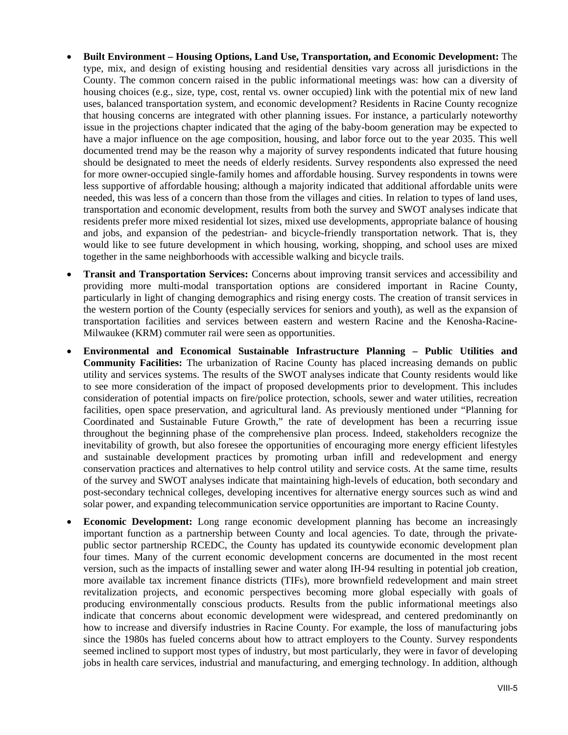- **Built Environment – Housing Options, Land Use, Transportation, and Economic Development:** The type, mix, and design of existing housing and residential densities vary across all jurisdictions in the County. The common concern raised in the public informational meetings was: how can a diversity of housing choices (e.g., size, type, cost, rental vs. owner occupied) link with the potential mix of new land uses, balanced transportation system, and economic development? Residents in Racine County recognize that housing concerns are integrated with other planning issues. For instance, a particularly noteworthy issue in the projections chapter indicated that the aging of the baby-boom generation may be expected to have a major influence on the age composition, housing, and labor force out to the year 2035. This well documented trend may be the reason why a majority of survey respondents indicated that future housing should be designated to meet the needs of elderly residents. Survey respondents also expressed the need for more owner-occupied single-family homes and affordable housing. Survey respondents in towns were less supportive of affordable housing; although a majority indicated that additional affordable units were needed, this was less of a concern than those from the villages and cities. In relation to types of land uses, transportation and economic development, results from both the survey and SWOT analyses indicate that residents prefer more mixed residential lot sizes, mixed use developments, appropriate balance of housing and jobs, and expansion of the pedestrian- and bicycle-friendly transportation network. That is, they would like to see future development in which housing, working, shopping, and school uses are mixed together in the same neighborhoods with accessible walking and bicycle trails.

- **Transit and Transportation Services:** Concerns about improving transit services and accessibility and providing more multi-modal transportation options are considered important in Racine County, particularly in light of changing demographics and rising energy costs. The creation of transit services in the western portion of the County (especially services for seniors and youth), as well as the expansion of transportation facilities and services between eastern and western Racine and the Kenosha-Racine-Milwaukee (KRM) commuter rail were seen as opportunities.

- **Environmental and Economical Sustainable Infrastructure Planning – Public Utilities and Community Facilities:** The urbanization of Racine County has placed increasing demands on public utility and services systems. The results of the SWOT analyses indicate that County residents would like to see more consideration of the impact of proposed developments prior to development. This includes consideration of potential impacts on fire/police protection, schools, sewer and water utilities, recreation facilities, open space preservation, and agricultural land. As previously mentioned under "Planning for Coordinated and Sustainable Future Growth," the rate of development has been a recurring issue throughout the beginning phase of the comprehensive plan process. Indeed, stakeholders recognize the inevitability of growth, but also foresee the opportunities of encouraging more energy efficient lifestyles and sustainable development practices by promoting urban infill and redevelopment and energy conservation practices and alternatives to help control utility and service costs. At the same time, results of the survey and SWOT analyses indicate that maintaining high-levels of education, both secondary and post-secondary technical colleges, developing incentives for alternative energy sources such as wind and solar power, and expanding telecommunication service opportunities are important to Racine County.

- **Economic Development:** Long range economic development planning has become an increasingly important function as a partnership between County and local agencies. To date, through the private-public sector partnership RCEDC, the County has updated its countywide economic development plan four times. Many of the current economic development concerns are documented in the most recent version, such as the impacts of installing sewer and water along IH-94 resulting in potential job creation, more available tax increment finance districts (TIFs), more brownfield redevelopment and main street revitalization projects, and economic perspectives becoming more global especially with goals of producing environmentally conscious products. Results from the public informational meetings also indicate that concerns about economic development were widespread, and centered predominantly on how to increase and diversify industries in Racine County. For example, the loss of manufacturing jobs since the 1980s has fueled concerns about how to attract employers to the County. Survey respondents seemed inclined to support most types of industry, but most particularly, they were in favor of developing jobs in health care services, industrial and manufacturing, and emerging technology. In addition, although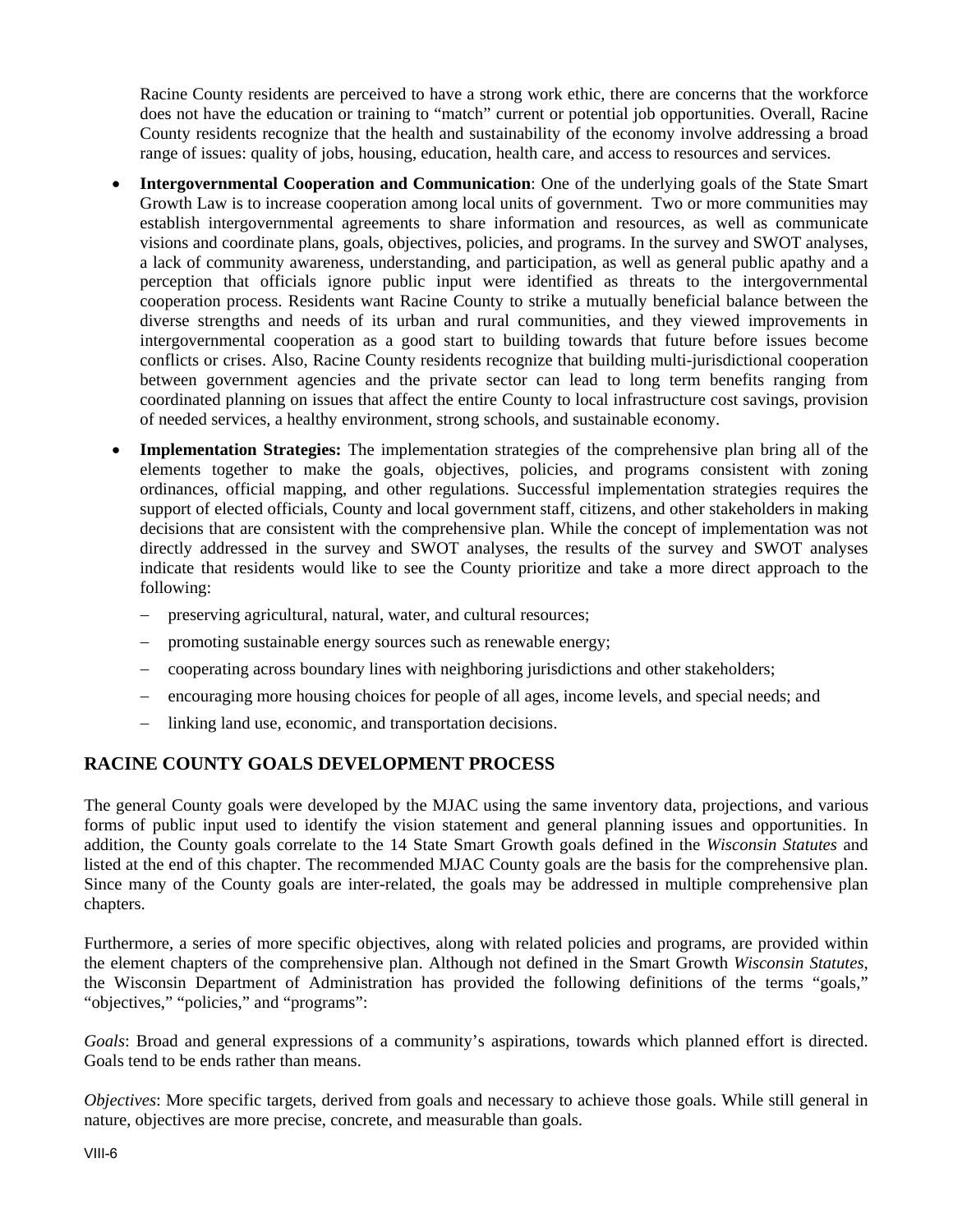Racine County residents are perceived to have a strong work ethic, there are concerns that the workforce does not have the education or training to "match" current or potential job opportunities. Overall, Racine County residents recognize that the health and sustainability of the economy involve addressing a broad range of issues: quality of jobs, housing, education, health care, and access to resources and services.

- **Intergovernmental Cooperation and Communication**: One of the underlying goals of the State Smart Growth Law is to increase cooperation among local units of government. Two or more communities may establish intergovernmental agreements to share information and resources, as well as communicate visions and coordinate plans, goals, objectives, policies, and programs. In the survey and SWOT analyses, a lack of community awareness, understanding, and participation, as well as general public apathy and a perception that officials ignore public input were identified as threats to the intergovernmental cooperation process. Residents want Racine County to strike a mutually beneficial balance between the diverse strengths and needs of its urban and rural communities, and they viewed improvements in intergovernmental cooperation as a good start to building towards that future before issues become conflicts or crises. Also, Racine County residents recognize that building multi-jurisdictional cooperation between government agencies and the private sector can lead to long term benefits ranging from coordinated planning on issues that affect the entire County to local infrastructure cost savings, provision of needed services, a healthy environment, strong schools, and sustainable economy.

- **Implementation Strategies:** The implementation strategies of the comprehensive plan bring all of the elements together to make the goals, objectives, policies, and programs consistent with zoning ordinances, official mapping, and other regulations. Successful implementation strategies requires the support of elected officials, County and local government staff, citizens, and other stakeholders in making decisions that are consistent with the comprehensive plan. While the concept of implementation was not directly addressed in the survey and SWOT analyses, the results of the survey and SWOT analyses indicate that residents would like to see the County prioritize and take a more direct approach to the following:

  - preserving agricultural, natural, water, and cultural resources;
  - promoting sustainable energy sources such as renewable energy;
  - cooperating across boundary lines with neighboring jurisdictions and other stakeholders;
  - encouraging more housing choices for people of all ages, income levels, and special needs; and
  - linking land use, economic, and transportation decisions.

## RACINE COUNTY GOALS DEVELOPMENT PROCESS

The general County goals were developed by the MJAC using the same inventory data, projections, and various forms of public input used to identify the vision statement and general planning issues and opportunities. In addition, the County goals correlate to the 14 State Smart Growth goals defined in the *Wisconsin Statutes* and listed at the end of this chapter. The recommended MJAC County goals are the basis for the comprehensive plan. Since many of the County goals are inter-related, the goals may be addressed in multiple comprehensive plan chapters.

Furthermore, a series of more specific objectives, along with related policies and programs, are provided within the element chapters of the comprehensive plan. Although not defined in the Smart Growth *Wisconsin Statutes*, the Wisconsin Department of Administration has provided the following definitions of the terms "goals," "objectives," "policies," and "programs":

*Goals*: Broad and general expressions of a community's aspirations, towards which planned effort is directed. Goals tend to be ends rather than means.

*Objectives*: More specific targets, derived from goals and necessary to achieve those goals. While still general in nature, objectives are more precise, concrete, and measurable than goals.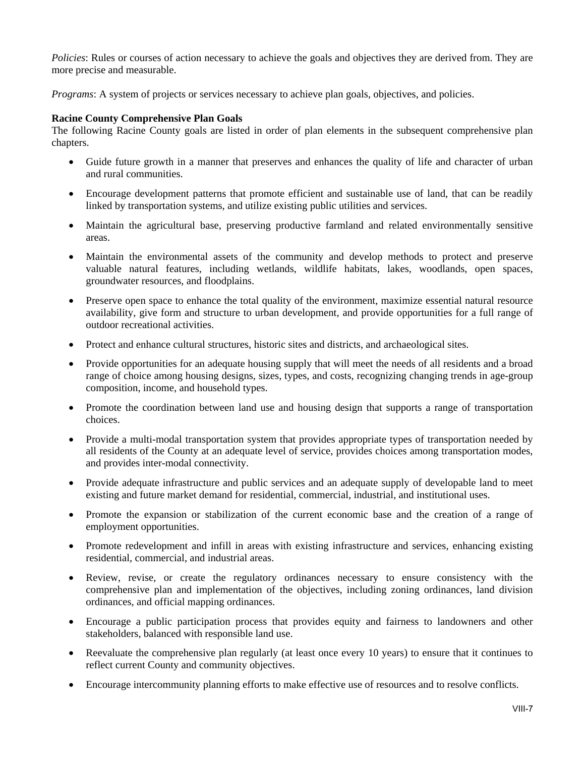*Policies*: Rules or courses of action necessary to achieve the goals and objectives they are derived from. They are more precise and measurable.

*Programs*: A system of projects or services necessary to achieve plan goals, objectives, and policies.

**Racine County Comprehensive Plan Goals**

The following Racine County goals are listed in order of plan elements in the subsequent comprehensive plan chapters.

- Guide future growth in a manner that preserves and enhances the quality of life and character of urban and rural communities.
- Encourage development patterns that promote efficient and sustainable use of land, that can be readily linked by transportation systems, and utilize existing public utilities and services.
- Maintain the agricultural base, preserving productive farmland and related environmentally sensitive areas.
- Maintain the environmental assets of the community and develop methods to protect and preserve valuable natural features, including wetlands, wildlife habitats, lakes, woodlands, open spaces, groundwater resources, and floodplains.
- Preserve open space to enhance the total quality of the environment, maximize essential natural resource availability, give form and structure to urban development, and provide opportunities for a full range of outdoor recreational activities.
- Protect and enhance cultural structures, historic sites and districts, and archaeological sites.
- Provide opportunities for an adequate housing supply that will meet the needs of all residents and a broad range of choice among housing designs, sizes, types, and costs, recognizing changing trends in age-group composition, income, and household types.
- Promote the coordination between land use and housing design that supports a range of transportation choices.
- Provide a multi-modal transportation system that provides appropriate types of transportation needed by all residents of the County at an adequate level of service, provides choices among transportation modes, and provides inter-modal connectivity.
- Provide adequate infrastructure and public services and an adequate supply of developable land to meet existing and future market demand for residential, commercial, industrial, and institutional uses.
- Promote the expansion or stabilization of the current economic base and the creation of a range of employment opportunities.
- Promote redevelopment and infill in areas with existing infrastructure and services, enhancing existing residential, commercial, and industrial areas.
- Review, revise, or create the regulatory ordinances necessary to ensure consistency with the comprehensive plan and implementation of the objectives, including zoning ordinances, land division ordinances, and official mapping ordinances.
- Encourage a public participation process that provides equity and fairness to landowners and other stakeholders, balanced with responsible land use.
- Reevaluate the comprehensive plan regularly (at least once every 10 years) to ensure that it continues to reflect current County and community objectives.
- Encourage intercommunity planning efforts to make effective use of resources and to resolve conflicts.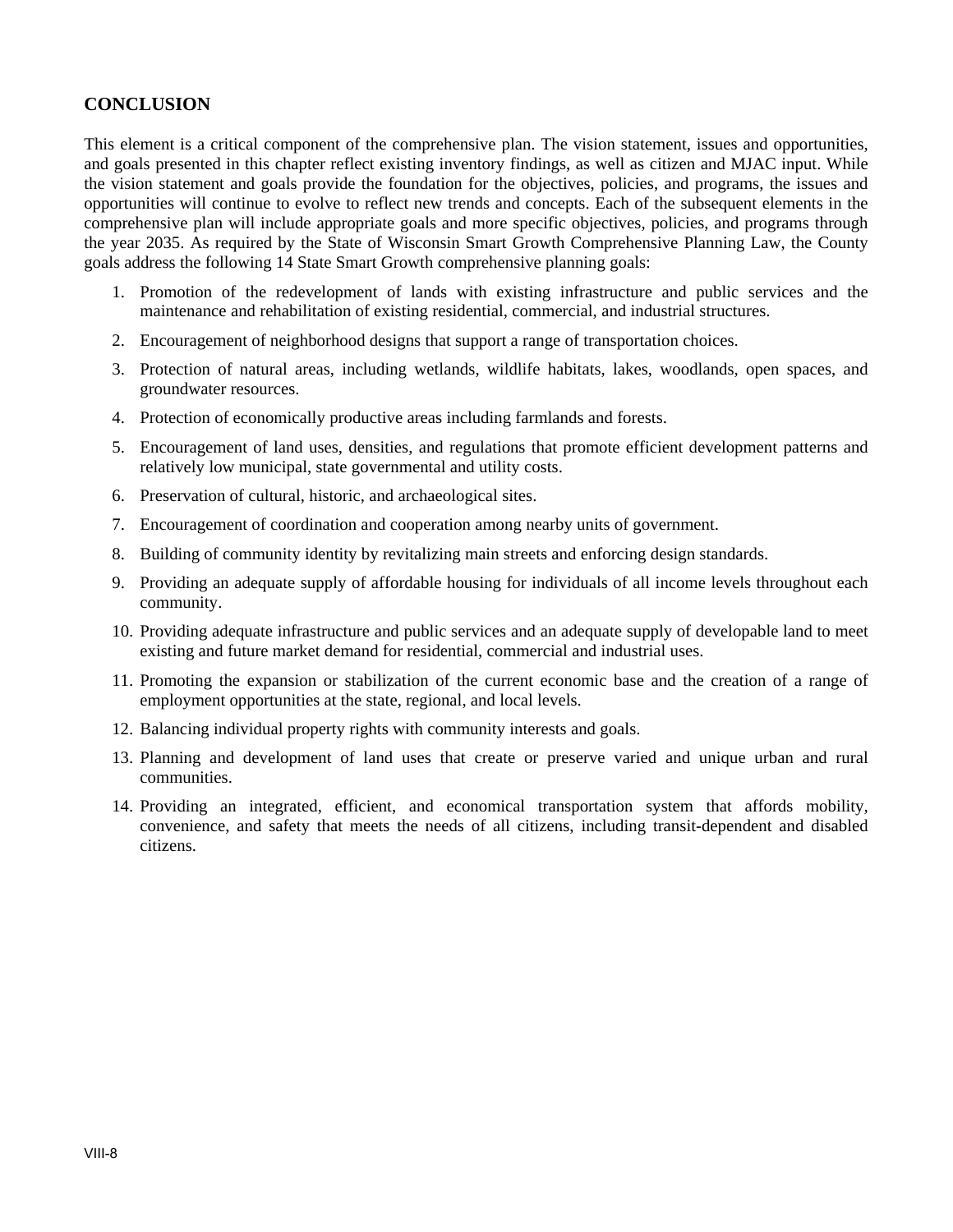## CONCLUSION

This element is a critical component of the comprehensive plan. The vision statement, issues and opportunities, and goals presented in this chapter reflect existing inventory findings, as well as citizen and MJAC input. While the vision statement and goals provide the foundation for the objectives, policies, and programs, the issues and opportunities will continue to evolve to reflect new trends and concepts. Each of the subsequent elements in the comprehensive plan will include appropriate goals and more specific objectives, policies, and programs through the year 2035. As required by the State of Wisconsin Smart Growth Comprehensive Planning Law, the County goals address the following 14 State Smart Growth comprehensive planning goals:

1. Promotion of the redevelopment of lands with existing infrastructure and public services and the maintenance and rehabilitation of existing residential, commercial, and industrial structures.
2. Encouragement of neighborhood designs that support a range of transportation choices.
3. Protection of natural areas, including wetlands, wildlife habitats, lakes, woodlands, open spaces, and groundwater resources.
4. Protection of economically productive areas including farmlands and forests.
5. Encouragement of land uses, densities, and regulations that promote efficient development patterns and relatively low municipal, state governmental and utility costs.
6. Preservation of cultural, historic, and archaeological sites.
7. Encouragement of coordination and cooperation among nearby units of government.
8. Building of community identity by revitalizing main streets and enforcing design standards.
9. Providing an adequate supply of affordable housing for individuals of all income levels throughout each community.
10. Providing adequate infrastructure and public services and an adequate supply of developable land to meet existing and future market demand for residential, commercial and industrial uses.
11. Promoting the expansion or stabilization of the current economic base and the creation of a range of employment opportunities at the state, regional, and local levels.
12. Balancing individual property rights with community interests and goals.
13. Planning and development of land uses that create or preserve varied and unique urban and rural communities.
14. Providing an integrated, efficient, and economical transportation system that affords mobility, convenience, and safety that meets the needs of all citizens, including transit-dependent and disabled citizens.